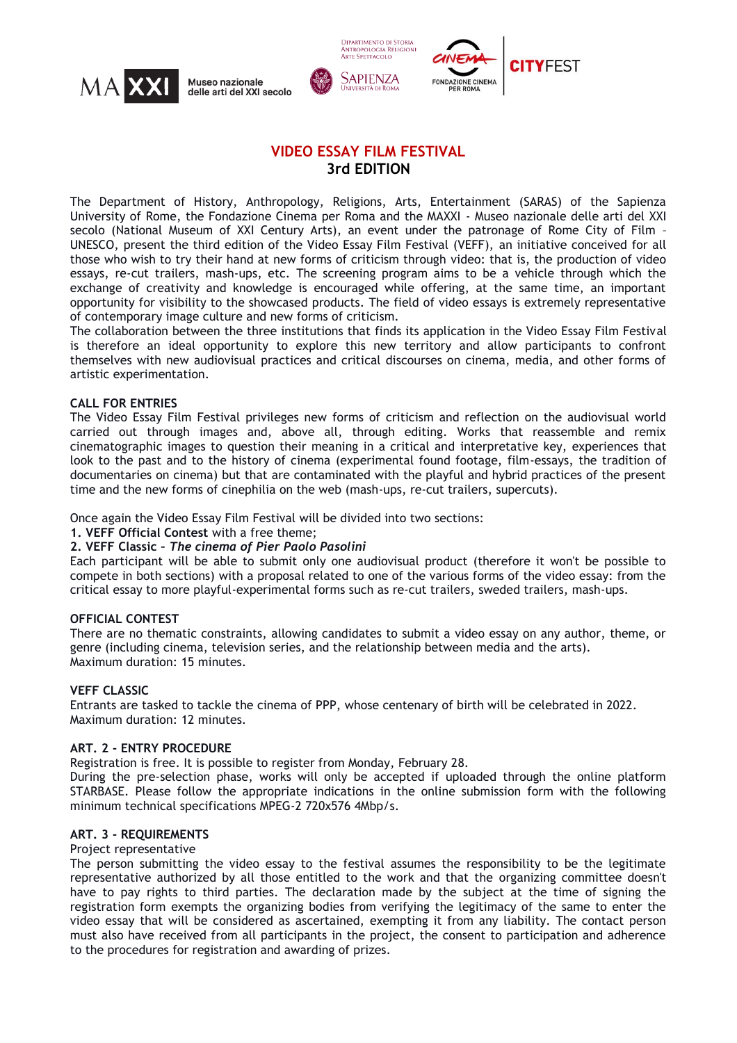# VIDEO ESSAY FILM FESTIVAL
## 3rd EDITION

The Department of History, Anthropology, Religions, Arts, Entertainment (SARAS) of the Sapienza University of Rome, the Fondazione Cinema per Roma and the MAXXI - Museo nazionale delle arti del XXI secolo (National Museum of XXI Century Arts), an event under the patronage of Rome City of Film – UNESCO, present the third edition of the Video Essay Film Festival (VEFF), an initiative conceived for all those who wish to try their hand at new forms of criticism through video: that is, the production of video essays, re-cut trailers, mash-ups, etc. The screening program aims to be a vehicle through which the exchange of creativity and knowledge is encouraged while offering, at the same time, an important opportunity for visibility to the showcased products. The field of video essays is extremely representative of contemporary image culture and new forms of criticism.
The collaboration between the three institutions that finds its application in the Video Essay Film Festival is therefore an ideal opportunity to explore this new territory and allow participants to confront themselves with new audiovisual practices and critical discourses on cinema, media, and other forms of artistic experimentation.

### CALL FOR ENTRIES

The Video Essay Film Festival privileges new forms of criticism and reflection on the audiovisual world carried out through images and, above all, through editing. Works that reassemble and remix cinematographic images to question their meaning in a critical and interpretative key, experiences that look to the past and to the history of cinema (experimental found footage, film-essays, the tradition of documentaries on cinema) but that are contaminated with the playful and hybrid practices of the present time and the new forms of cinephilia on the web (mash-ups, re-cut trailers, supercuts).

Once again the Video Essay Film Festival will be divided into two sections:

1. **VEFF Official Contest** with a free theme;
2. **VEFF Classic –** ***The cinema of Pier Paolo Pasolini***

Each participant will be able to submit only one audiovisual product (therefore it won't be possible to compete in both sections) with a proposal related to one of the various forms of the video essay: from the critical essay to more playful-experimental forms such as re-cut trailers, sweded trailers, mash-ups.

### OFFICIAL CONTEST

There are no thematic constraints, allowing candidates to submit a video essay on any author, theme, or genre (including cinema, television series, and the relationship between media and the arts).
Maximum duration: 15 minutes.

### VEFF CLASSIC

Entrants are tasked to tackle the cinema of PPP, whose centenary of birth will be celebrated in 2022.
Maximum duration: 12 minutes.

### ART. 2 - ENTRY PROCEDURE

Registration is free. It is possible to register from Monday, February 28.
During the pre-selection phase, works will only be accepted if uploaded through the online platform STARBASE. Please follow the appropriate indications in the online submission form with the following minimum technical specifications MPEG-2 720x576 4Mbp/s.

### ART. 3 - REQUIREMENTS

Project representative

The person submitting the video essay to the festival assumes the responsibility to be the legitimate representative authorized by all those entitled to the work and that the organizing committee doesn't have to pay rights to third parties. The declaration made by the subject at the time of signing the registration form exempts the organizing bodies from verifying the legitimacy of the same to enter the video essay that will be considered as ascertained, exempting it from any liability. The contact person must also have received from all participants in the project, the consent to participation and adherence to the procedures for registration and awarding of prizes.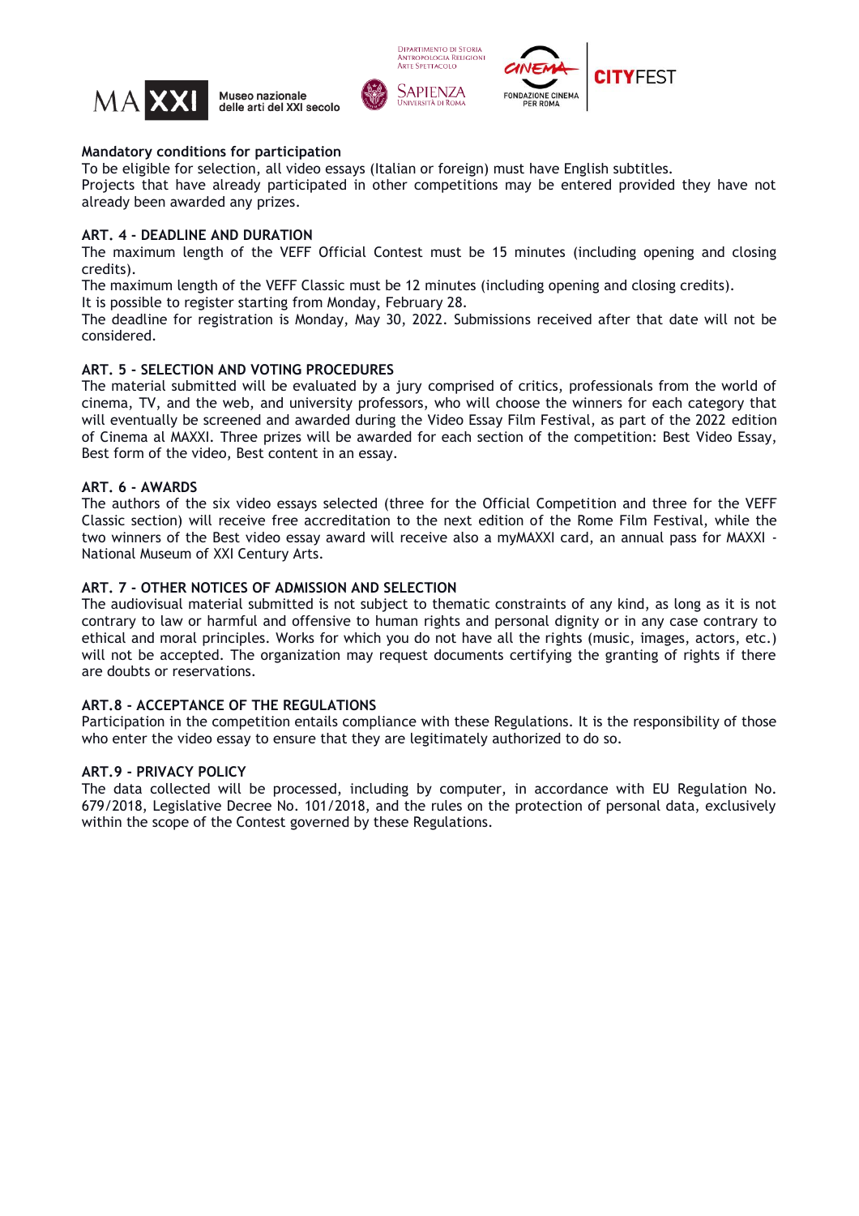**Mandatory conditions for participation**

To be eligible for selection, all video essays (Italian or foreign) must have English subtitles.
Projects that have already participated in other competitions may be entered provided they have not already been awarded any prizes.

**ART. 4 - DEADLINE AND DURATION**

The maximum length of the VEFF Official Contest must be 15 minutes (including opening and closing credits).
The maximum length of the VEFF Classic must be 12 minutes (including opening and closing credits).
It is possible to register starting from Monday, February 28.
The deadline for registration is Monday, May 30, 2022. Submissions received after that date will not be considered.

**ART. 5 - SELECTION AND VOTING PROCEDURES**

The material submitted will be evaluated by a jury comprised of critics, professionals from the world of cinema, TV, and the web, and university professors, who will choose the winners for each category that will eventually be screened and awarded during the Video Essay Film Festival, as part of the 2022 edition of Cinema al MAXXI. Three prizes will be awarded for each section of the competition: Best Video Essay, Best form of the video, Best content in an essay.

**ART. 6 - AWARDS**

The authors of the six video essays selected (three for the Official Competition and three for the VEFF Classic section) will receive free accreditation to the next edition of the Rome Film Festival, while the two winners of the Best video essay award will receive also a myMAXXI card, an annual pass for MAXXI - National Museum of XXI Century Arts.

**ART. 7 - OTHER NOTICES OF ADMISSION AND SELECTION**

The audiovisual material submitted is not subject to thematic constraints of any kind, as long as it is not contrary to law or harmful and offensive to human rights and personal dignity or in any case contrary to ethical and moral principles. Works for which you do not have all the rights (music, images, actors, etc.) will not be accepted. The organization may request documents certifying the granting of rights if there are doubts or reservations.

**ART.8 - ACCEPTANCE OF THE REGULATIONS**

Participation in the competition entails compliance with these Regulations. It is the responsibility of those who enter the video essay to ensure that they are legitimately authorized to do so.

**ART.9 - PRIVACY POLICY**

The data collected will be processed, including by computer, in accordance with EU Regulation No. 679/2018, Legislative Decree No. 101/2018, and the rules on the protection of personal data, exclusively within the scope of the Contest governed by these Regulations.